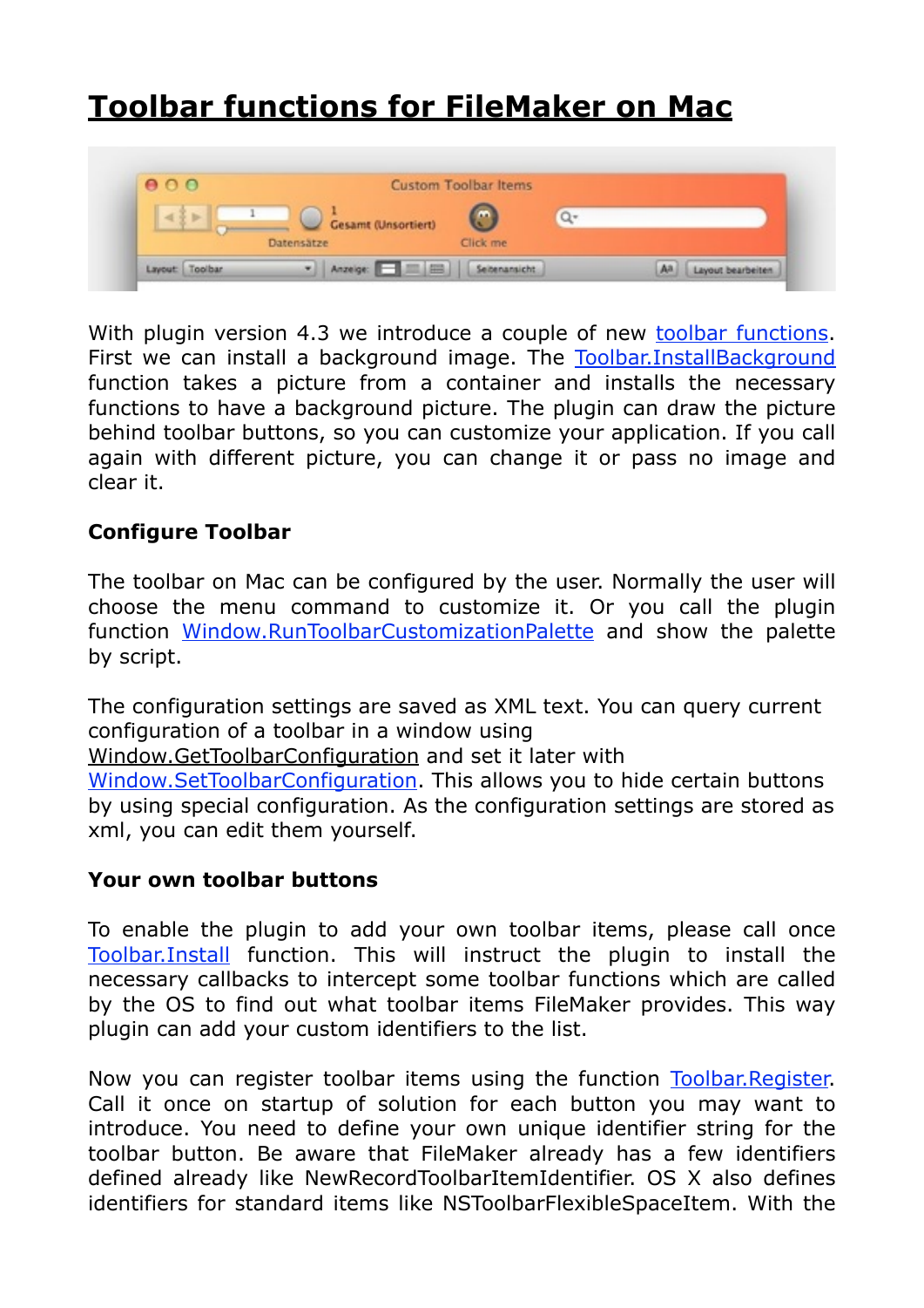# Toolbar functions for FileMaker on Mac

With plugin version 4.3 we introduce a couple of new toolbar functions. First we can install a background image. The Toolbar.InstallBackground function takes a picture from a container and installs the necessary functions to have a background picture. The plugin can draw the picture behind toolbar buttons, so you can customize your application. If you call again with different picture, you can change it or pass no image and clear it.

**Configure Toolbar**

The toolbar on Mac can be configured by the user. Normally the user will choose the menu command to customize it. Or you call the plugin function Window.RunToolbarCustomizationPalette and show the palette by script.

The configuration settings are saved as XML text. You can query current configuration of a toolbar in a window using Window.GetToolbarConfiguration and set it later with Window.SetToolbarConfiguration. This allows you to hide certain buttons by using special configuration. As the configuration settings are stored as xml, you can edit them yourself.

**Your own toolbar buttons**

To enable the plugin to add your own toolbar items, please call once Toolbar.Install function. This will instruct the plugin to install the necessary callbacks to intercept some toolbar functions which are called by the OS to find out what toolbar items FileMaker provides. This way plugin can add your custom identifiers to the list.

Now you can register toolbar items using the function Toolbar.Register. Call it once on startup of solution for each button you may want to introduce. You need to define your own unique identifier string for the toolbar button. Be aware that FileMaker already has a few identifiers defined already like NewRecordToolbarItemIdentifier. OS X also defines identifiers for standard items like NSToolbarFlexibleSpaceItem. With the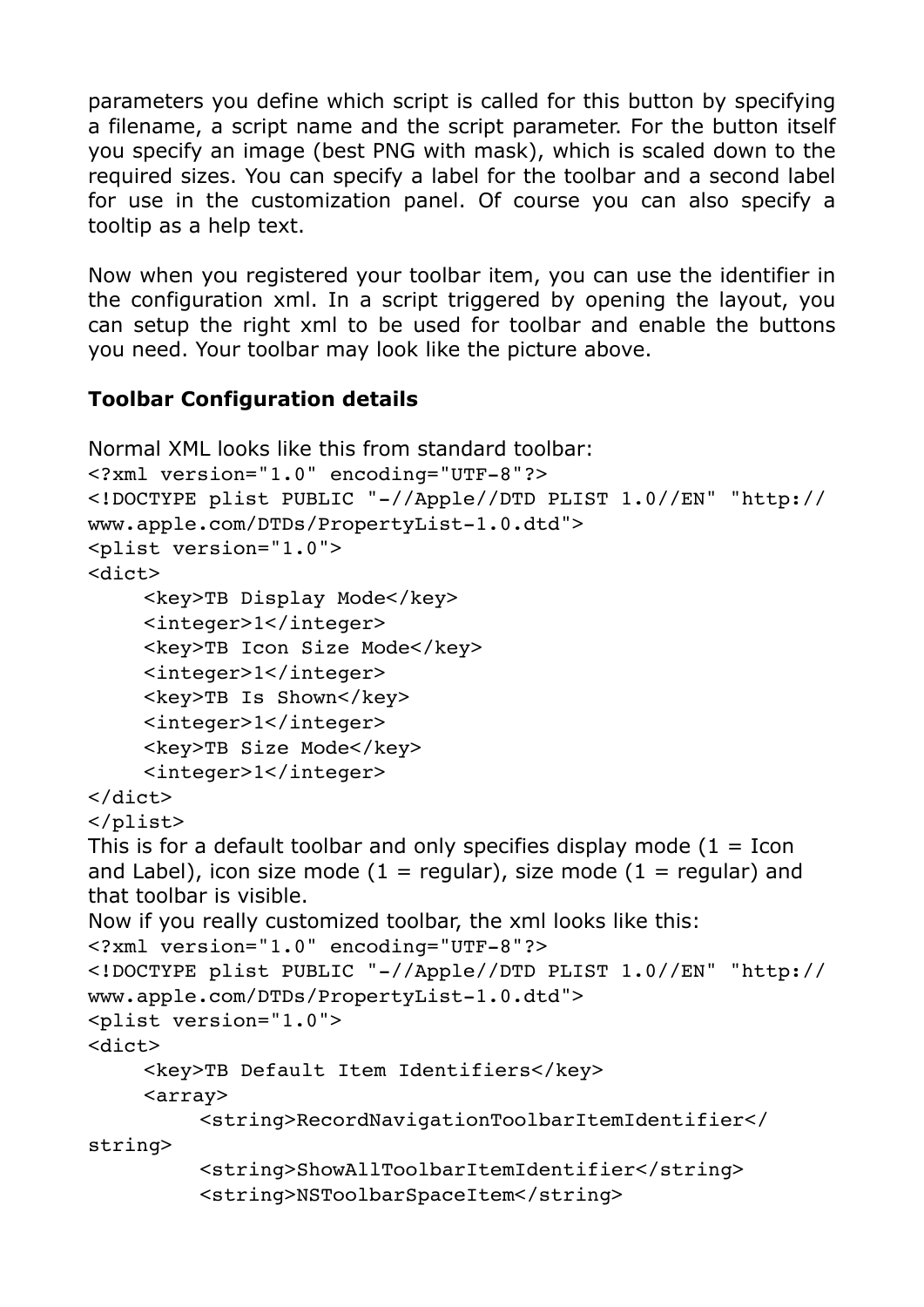parameters you define which script is called for this button by specifying a filename, a script name and the script parameter. For the button itself you specify an image (best PNG with mask), which is scaled down to the required sizes. You can specify a label for the toolbar and a second label for use in the customization panel. Of course you can also specify a tooltip as a help text.

Now when you registered your toolbar item, you can use the identifier in the configuration xml. In a script triggered by opening the layout, you can setup the right xml to be used for toolbar and enable the buttons you need. Your toolbar may look like the picture above.

**Toolbar Configuration details**

Normal XML looks like this from standard toolbar:

```
<?xml version="1.0" encoding="UTF-8"?>
<!DOCTYPE plist PUBLIC "-//Apple//DTD PLIST 1.0//EN" "http://
www.apple.com/DTDs/PropertyList-1.0.dtd">
<plist version="1.0">
<dict>
     <key>TB Display Mode</key>
     <integer>1</integer>
     <key>TB Icon Size Mode</key>
     <integer>1</integer>
     <key>TB Is Shown</key>
     <integer>1</integer>
     <key>TB Size Mode</key>
     <integer>1</integer>
</dict>
</plist>
```

This is for a default toolbar and only specifies display mode (1 = Icon and Label), icon size mode (1 = regular), size mode (1 = regular) and that toolbar is visible.

Now if you really customized toolbar, the xml looks like this:

```
<?xml version="1.0" encoding="UTF-8"?>
<!DOCTYPE plist PUBLIC "-//Apple//DTD PLIST 1.0//EN" "http://
www.apple.com/DTDs/PropertyList-1.0.dtd">
<plist version="1.0">
<dict>
     <key>TB Default Item Identifiers</key>
     <array>
          <string>RecordNavigationToolbarItemIdentifier</
string>
          <string>ShowAllToolbarItemIdentifier</string>
          <string>NSToolbarSpaceItem</string>
```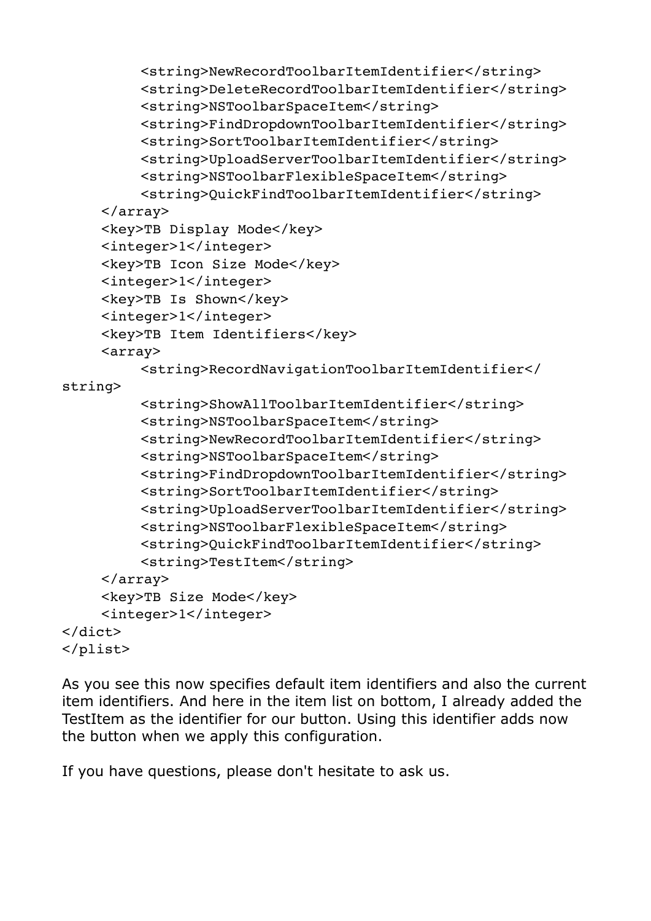```
            <string>NewRecordToolbarItemIdentifier</string>
            <string>DeleteRecordToolbarItemIdentifier</string>
            <string>NSToolbarSpaceItem</string>
            <string>FindDropdownToolbarItemIdentifier</string>
            <string>SortToolbarItemIdentifier</string>
            <string>UploadServerToolbarItemIdentifier</string>
            <string>NSToolbarFlexibleSpaceItem</string>
            <string>QuickFindToolbarItemIdentifier</string>
        </array>
        <key>TB Display Mode</key>
        <integer>1</integer>
        <key>TB Icon Size Mode</key>
        <integer>1</integer>
        <key>TB Is Shown</key>
        <integer>1</integer>
        <key>TB Item Identifiers</key>
        <array>
            <string>RecordNavigationToolbarItemIdentifier</
string>
            <string>ShowAllToolbarItemIdentifier</string>
            <string>NSToolbarSpaceItem</string>
            <string>NewRecordToolbarItemIdentifier</string>
            <string>NSToolbarSpaceItem</string>
            <string>FindDropdownToolbarItemIdentifier</string>
            <string>SortToolbarItemIdentifier</string>
            <string>UploadServerToolbarItemIdentifier</string>
            <string>NSToolbarFlexibleSpaceItem</string>
            <string>QuickFindToolbarItemIdentifier</string>
            <string>TestItem</string>
        </array>
        <key>TB Size Mode</key>
        <integer>1</integer>
</dict>
</plist>
```

As you see this now specifies default item identifiers and also the current item identifiers. And here in the item list on bottom, I already added the TestItem as the identifier for our button. Using this identifier adds now the button when we apply this configuration.

If you have questions, please don't hesitate to ask us.